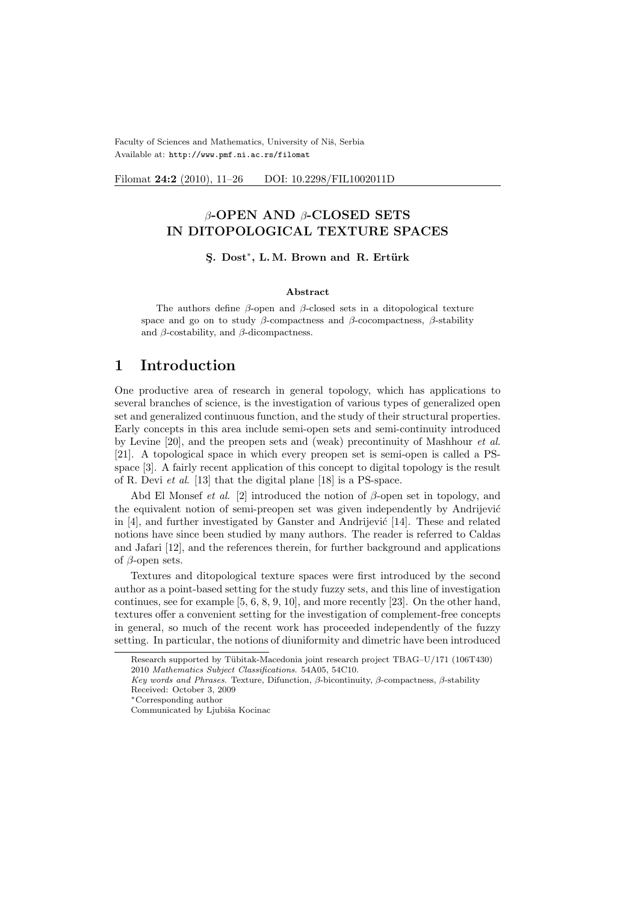Faculty of Sciences and Mathematics, University of Niš, Serbia
Available at: http://www.pmf.ni.ac.rs/filomat

Filomat **24:2** (2010), 11–26 DOI: 10.2298/FIL1002011D

# $\beta$-OPEN AND $\beta$-CLOSED SETS IN DITOPOLOGICAL TEXTURE SPACES

**Ş. Dost***, **L. M. Brown and R. Ertürk**

### Abstract

The authors define $\beta$-open and $\beta$-closed sets in a ditopological texture space and go on to study $\beta$-compactness and $\beta$-cocompactness, $\beta$-stability and $\beta$-costability, and $\beta$-dicompactness.

## 1 Introduction

One productive area of research in general topology, which has applications to several branches of science, is the investigation of various types of generalized open set and generalized continuous function, and the study of their structural properties. Early concepts in this area include semi-open sets and semi-continuity introduced by Levine [20], and the preopen sets and (weak) precontinuity of Mashhour *et al*. [21]. A topological space in which every preopen set is semi-open is called a PS-space [3]. A fairly recent application of this concept to digital topology is the result of R. Devi *et al*. [13] that the digital plane [18] is a PS-space.

Abd El Monsef *et al*. [2] introduced the notion of $\beta$-open set in topology, and the equivalent notion of semi-preopen set was given independently by Andrijević in [4], and further investigated by Ganster and Andrijević [14]. These and related notions have since been studied by many authors. The reader is referred to Caldas and Jafari [12], and the references therein, for further background and applications of $\beta$-open sets.

Textures and ditopological texture spaces were first introduced by the second author as a point-based setting for the study fuzzy sets, and this line of investigation continues, see for example [5, 6, 8, 9, 10], and more recently [23]. On the other hand, textures offer a convenient setting for the investigation of complement-free concepts in general, so much of the recent work has proceeded independently of the fuzzy setting. In particular, the notions of diuniformity and dimetric have been introduced

---

Research supported by Tübitak-Macedonia joint research project TBAG–U/171 (106T430)
2010 *Mathematics Subject Classifications*. 54A05, 54C10.
*Key words and Phrases*. Texture, Difunction, $\beta$-bicontinuity, $\beta$-compactness, $\beta$-stability
Received: October 3, 2009
*Corresponding author
Communicated by Ljubiša Kocinac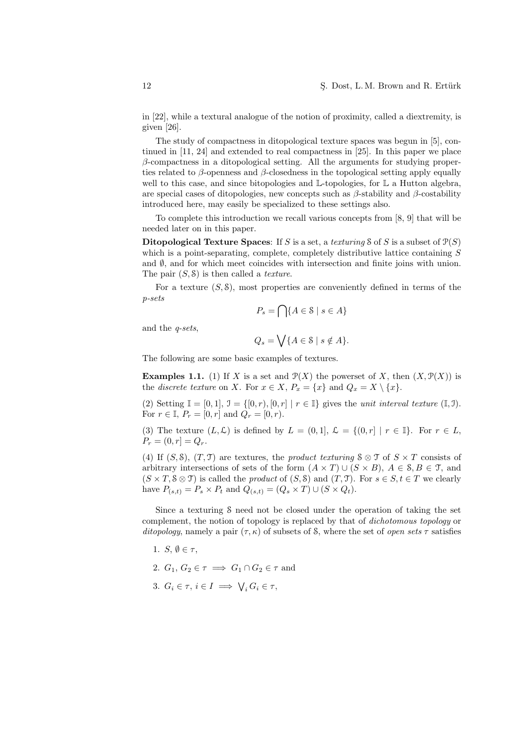in [22], while a textural analogue of the notion of proximity, called a diextremity, is given [26].

The study of compactness in ditopological texture spaces was begun in [5], continued in [11, 24] and extended to real compactness in [25]. In this paper we place $\beta$-compactness in a ditopological setting. All the arguments for studying properties related to $\beta$-openness and $\beta$-closedness in the topological setting apply equally well to this case, and since bitopologies and $\mathbb{L}$-topologies, for $\mathbb{L}$ a Hutton algebra, are special cases of ditopologies, new concepts such as $\beta$-stability and $\beta$-costability introduced here, may easily be specialized to these settings also.

To complete this introduction we recall various concepts from [8, 9] that will be needed later on in this paper.

**Ditopological Texture Spaces**: If $S$ is a set, a *texturing* $\mathcal{S}$ of $S$ is a subset of $\mathcal{P}(S)$ which is a point-separating, complete, completely distributive lattice containing $S$ and $\emptyset$, and for which meet coincides with intersection and finite joins with union. The pair $(S, \mathcal{S})$ is then called a *texture*.

For a texture $(S, \mathcal{S})$, most properties are conveniently defined in terms of the *p-sets*

$$P_s = \bigcap \{A \in \mathcal{S} \mid s \in A\}$$

and the *q-sets*,

$$Q_s = \bigvee \{A \in \mathcal{S} \mid s \notin A\}.$$

The following are some basic examples of textures.

**Examples 1.1.** (1) If $X$ is a set and $\mathcal{P}(X)$ the powerset of $X$, then $(X, \mathcal{P}(X))$ is the *discrete texture* on $X$. For $x \in X$, $P_x = \{x\}$ and $Q_x = X \setminus \{x\}$.

(2) Setting $\mathbb{I} = [0, 1]$, $\mathcal{I} = \{[0, r), [0, r] \mid r \in \mathbb{I}\}$ gives the *unit interval texture* $(\mathbb{I}, \mathcal{I})$. For $r \in \mathbb{I}$, $P_r = [0, r]$ and $Q_r = [0, r)$.

(3) The texture $(L, \mathcal{L})$ is defined by $L = (0, 1]$, $\mathcal{L} = \{(0, r] \mid r \in \mathbb{I}\}$. For $r \in L$, $P_r = (0, r] = Q_r$.

(4) If $(S, \mathcal{S})$, $(T, \mathcal{T})$ are textures, the *product texturing* $\mathcal{S} \otimes \mathcal{T}$ of $S \times T$ consists of arbitrary intersections of sets of the form $(A \times T) \cup (S \times B)$, $A \in \mathcal{S}, B \in \mathcal{T}$, and $(S \times T, \mathcal{S} \otimes \mathcal{T})$ is called the *product* of $(S, \mathcal{S})$ and $(T, \mathcal{T})$. For $s \in S, t \in T$ we clearly have $P_{(s,t)} = P_s \times P_t$ and $Q_{(s,t)} = (Q_s \times T) \cup (S \times Q_t)$.

Since a texturing $\mathcal{S}$ need not be closed under the operation of taking the set complement, the notion of topology is replaced by that of *dichotomous topology* or *ditopology*, namely a pair $(\tau, \kappa)$ of subsets of $\mathcal{S}$, where the set of *open sets* $\tau$ satisfies

1. $S, \emptyset \in \tau$,
2. $G_1, G_2 \in \tau \implies G_1 \cap G_2 \in \tau$ and
3. $G_i \in \tau, i \in I \implies \bigvee_i G_i \in \tau$,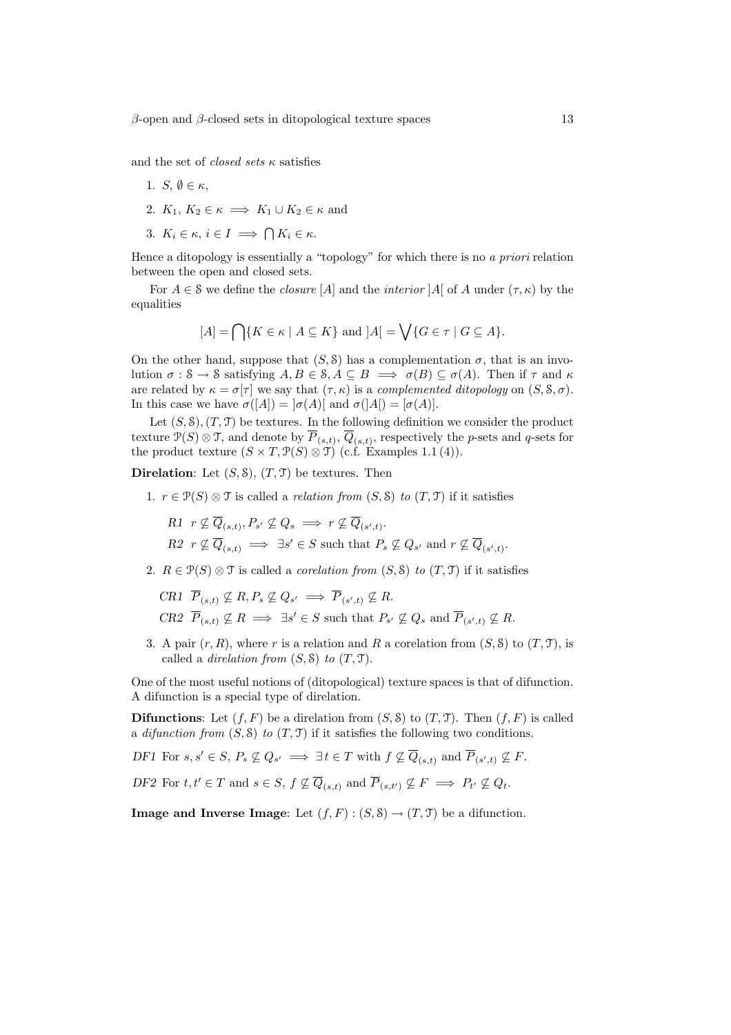and the set of *closed sets* $\kappa$ satisfies

1. $S, \emptyset \in \kappa$,
2. $K_1, K_2 \in \kappa \implies K_1 \cup K_2 \in \kappa$ and
3. $K_i \in \kappa, i \in I \implies \bigcap K_i \in \kappa$.

Hence a ditopology is essentially a "topology" for which there is no *a priori* relation between the open and closed sets.

For $A \in \mathcal{S}$ we define the *closure* $[A]$ and the *interior* $]A[$ of $A$ under $(\tau, \kappa)$ by the equalities

$$[A] = \bigcap\{K \in \kappa \mid A \subseteq K\} \text{ and } ]A[ = \bigvee\{G \in \tau \mid G \subseteq A\}.$$

On the other hand, suppose that $(S, \mathcal{S})$ has a complementation $\sigma$, that is an involution $\sigma : \mathcal{S} \to \mathcal{S}$ satisfying $A, B \in \mathcal{S}, A \subseteq B \implies \sigma(B) \subseteq \sigma(A)$. Then if $\tau$ and $\kappa$ are related by $\kappa = \sigma[\tau]$ we say that $(\tau, \kappa)$ is a *complemented ditopology* on $(S, \mathcal{S}, \sigma)$. In this case we have $\sigma([A]) = ]\sigma(A)[$ and $\sigma(]A[) = [\sigma(A)]$.

Let $(S, \mathcal{S}), (T, \mathcal{T})$ be textures. In the following definition we consider the product texture $\mathcal{P}(S) \otimes \mathcal{T}$, and denote by $\overline{P}_{(s,t)}$, $\overline{Q}_{(s,t)}$, respectively the $p$-sets and $q$-sets for the product texture $(S \times T, \mathcal{P}(S) \otimes \mathcal{T})$ (c.f. Examples 1.1 (4)).

**Direlation**: Let $(S, \mathcal{S})$, $(T, \mathcal{T})$ be textures. Then

1. $r \in \mathcal{P}(S) \otimes \mathcal{T}$ is called a *relation from* $(S, \mathcal{S})$ *to* $(T, \mathcal{T})$ if it satisfies

   *R1* $r \not\subseteq \overline{Q}_{(s,t)}, P_{s'} \not\subseteq Q_s \implies r \not\subseteq \overline{Q}_{(s',t)}$.

   *R2* $r \not\subseteq \overline{Q}_{(s,t)} \implies \exists s' \in S$ such that $P_s \not\subseteq Q_{s'}$ and $r \not\subseteq \overline{Q}_{(s',t)}$.

2. $R \in \mathcal{P}(S) \otimes \mathcal{T}$ is called a *corelation from* $(S, \mathcal{S})$ *to* $(T, \mathcal{T})$ if it satisfies

   *CR1* $\overline{P}_{(s,t)} \not\subseteq R, P_s \not\subseteq Q_{s'} \implies \overline{P}_{(s',t)} \not\subseteq R$.

   *CR2* $\overline{P}_{(s,t)} \not\subseteq R \implies \exists s' \in S$ such that $P_{s'} \not\subseteq Q_s$ and $\overline{P}_{(s',t)} \not\subseteq R$.

3. A pair $(r, R)$, where $r$ is a relation and $R$ a corelation from $(S, \mathcal{S})$ to $(T, \mathcal{T})$, is called a *direlation from* $(S, \mathcal{S})$ *to* $(T, \mathcal{T})$.

One of the most useful notions of (ditopological) texture spaces is that of difunction. A difunction is a special type of direlation.

**Difunctions**: Let $(f, F)$ be a direlation from $(S, \mathcal{S})$ to $(T, \mathcal{T})$. Then $(f, F)$ is called a *difunction from* $(S, \mathcal{S})$ *to* $(T, \mathcal{T})$ if it satisfies the following two conditions.

*DF1* For $s, s' \in S$, $P_s \not\subseteq Q_{s'} \implies \exists\, t \in T$ with $f \not\subseteq \overline{Q}_{(s,t)}$ and $\overline{P}_{(s',t)} \not\subseteq F$.

*DF2* For $t, t' \in T$ and $s \in S$, $f \not\subseteq \overline{Q}_{(s,t)}$ and $\overline{P}_{(s,t')} \not\subseteq F \implies P_{t'} \not\subseteq Q_t$.

**Image and Inverse Image**: Let $(f, F) : (S, \mathcal{S}) \to (T, \mathcal{T})$ be a difunction.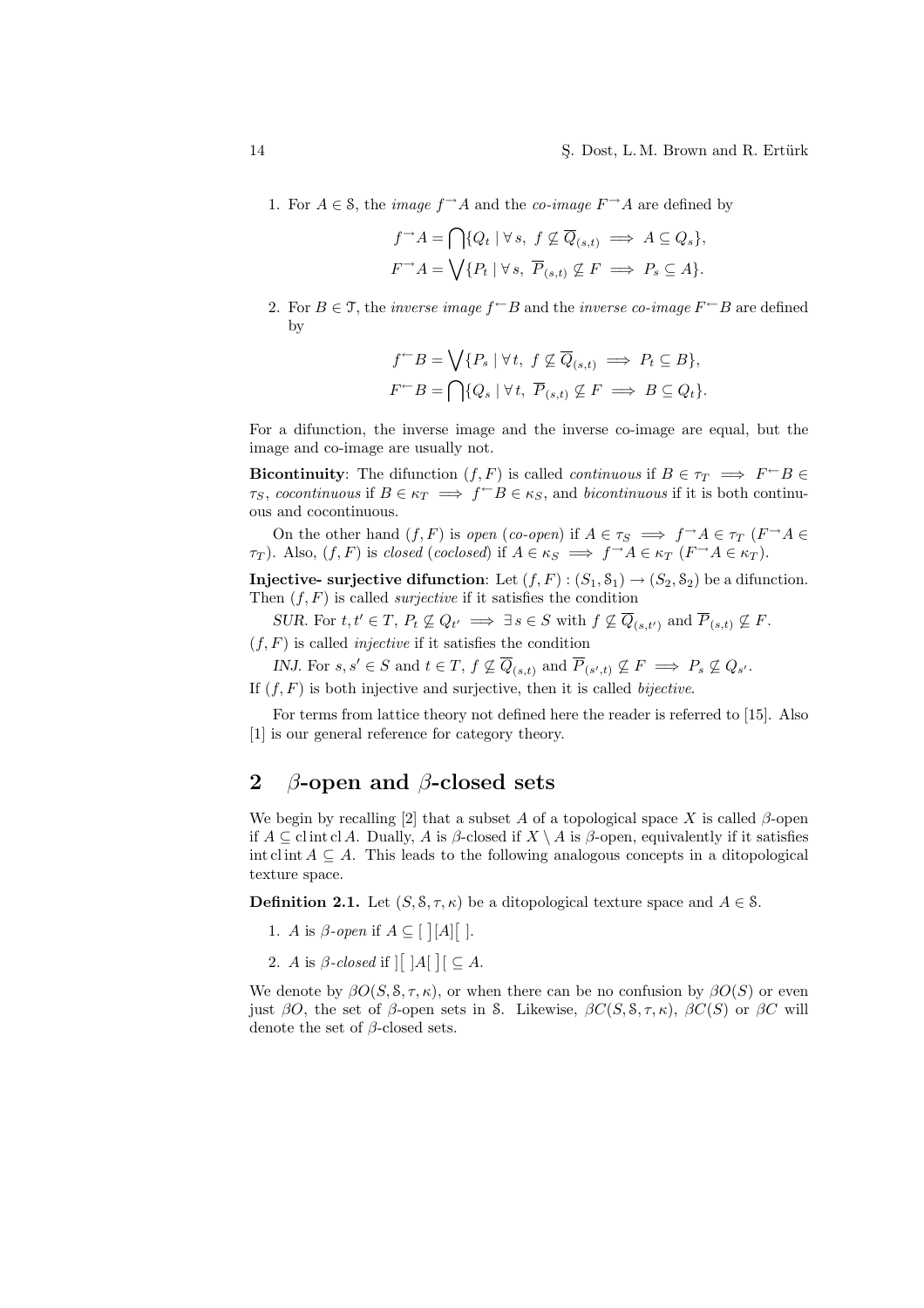1. For $A \in \mathcal{S}$, the *image* $f^{\to}A$ and the *co-image* $F^{\to}A$ are defined by

$$f^{\to}A = \bigcap\{Q_t \mid \forall\, s,\ f \not\subseteq \overline{Q}_{(s,t)} \implies A \subseteq Q_s\},$$
$$F^{\to}A = \bigvee\{P_t \mid \forall\, s,\ \overline{P}_{(s,t)} \not\subseteq F \implies P_s \subseteq A\}.$$

2. For $B \in \mathcal{T}$, the *inverse image* $f^{\leftarrow}B$ and the *inverse co-image* $F^{\leftarrow}B$ are defined by

$$f^{\leftarrow}B = \bigvee\{P_s \mid \forall\, t,\ f \not\subseteq \overline{Q}_{(s,t)} \implies P_t \subseteq B\},$$
$$F^{\leftarrow}B = \bigcap\{Q_s \mid \forall\, t,\ \overline{P}_{(s,t)} \not\subseteq F \implies B \subseteq Q_t\}.$$

For a difunction, the inverse image and the inverse co-image are equal, but the image and co-image are usually not.

**Bicontinuity**: The difunction $(f, F)$ is called *continuous* if $B \in \tau_T \implies F^{\leftarrow}B \in \tau_S$, *cocontinuous* if $B \in \kappa_T \implies f^{\leftarrow}B \in \kappa_S$, and *bicontinuous* if it is both continuous and cocontinuous.

On the other hand $(f, F)$ is *open* (*co-open*) if $A \in \tau_S \implies f^{\to}A \in \tau_T$ ($F^{\to}A \in \tau_T$). Also, $(f, F)$ is *closed* (*coclosed*) if $A \in \kappa_S \implies f^{\to}A \in \kappa_T$ ($F^{\to}A \in \kappa_T$).

**Injective- surjective difunction**: Let $(f, F) : (S_1, \mathcal{S}_1) \to (S_2, \mathcal{S}_2)$ be a difunction. Then $(f, F)$ is called *surjective* if it satisfies the condition

*SUR.* For $t, t' \in T$, $P_t \not\subseteq Q_{t'} \implies \exists\, s \in S$ with $f \not\subseteq \overline{Q}_{(s,t')}$ and $\overline{P}_{(s,t)} \not\subseteq F$.

$(f, F)$ is called *injective* if it satisfies the condition

*INJ.* For $s, s' \in S$ and $t \in T$, $f \not\subseteq \overline{Q}_{(s,t)}$ and $\overline{P}_{(s',t)} \not\subseteq F \implies P_s \not\subseteq Q_{s'}$.

If $(f, F)$ is both injective and surjective, then it is called *bijective*.

For terms from lattice theory not defined here the reader is referred to [15]. Also [1] is our general reference for category theory.

## 2 $\beta$-open and $\beta$-closed sets

We begin by recalling [2] that a subset $A$ of a topological space $X$ is called $\beta$-open if $A \subseteq \operatorname{cl}\operatorname{int}\operatorname{cl} A$. Dually, $A$ is $\beta$-closed if $X \setminus A$ is $\beta$-open, equivalently if it satisfies $\operatorname{int}\operatorname{cl}\operatorname{int} A \subseteq A$. This leads to the following analogous concepts in a ditopological texture space.

**Definition 2.1.** Let $(S, \mathcal{S}, \tau, \kappa)$ be a ditopological texture space and $A \in \mathcal{S}$.

1. $A$ is *$\beta$-open* if $A \subseteq [\,]A[\,]$.
2. $A$ is *$\beta$-closed* if $]\,[\,]A[\,]\,[ \subseteq A$.

We denote by $\beta O(S, \mathcal{S}, \tau, \kappa)$, or when there can be no confusion by $\beta O(S)$ or even just $\beta O$, the set of $\beta$-open sets in $\mathcal{S}$. Likewise, $\beta C(S, \mathcal{S}, \tau, \kappa)$, $\beta C(S)$ or $\beta C$ will denote the set of $\beta$-closed sets.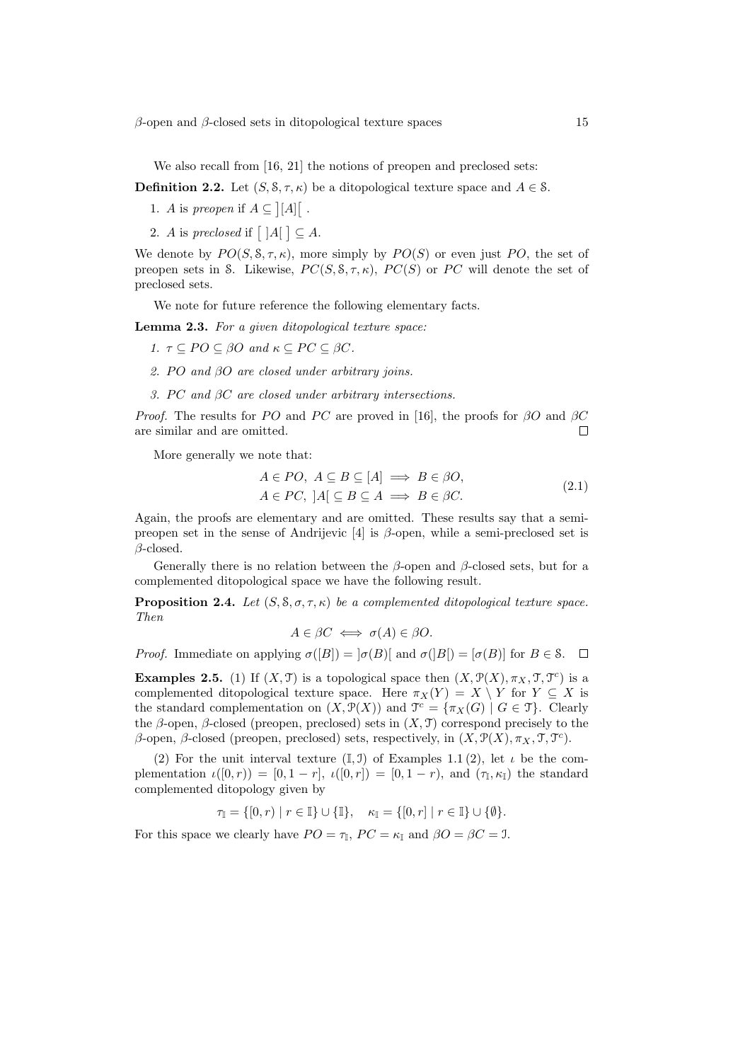We also recall from [16, 21] the notions of preopen and preclosed sets:

**Definition 2.2.** Let $(S, \mathcal{S}, \tau, \kappa)$ be a ditopological texture space and $A \in \mathcal{S}$.

1. $A$ is *preopen* if $A \subseteq \big]\,[A]\,\big[$ .
2. $A$ is *preclosed* if $\big[\,]A[\,\big] \subseteq A$.

We denote by $PO(S, \mathcal{S}, \tau, \kappa)$, more simply by $PO(S)$ or even just $PO$, the set of preopen sets in $\mathcal{S}$. Likewise, $PC(S, \mathcal{S}, \tau, \kappa)$, $PC(S)$ or $PC$ will denote the set of preclosed sets.

We note for future reference the following elementary facts.

**Lemma 2.3.** *For a given ditopological texture space:*

1. $\tau \subseteq PO \subseteq \beta O$ *and* $\kappa \subseteq PC \subseteq \beta C$.
2. $PO$ *and* $\beta O$ *are closed under arbitrary joins.*
3. $PC$ *and* $\beta C$ *are closed under arbitrary intersections.*

*Proof.* The results for $PO$ and $PC$ are proved in [16], the proofs for $\beta O$ and $\beta C$ are similar and are omitted. $\square$

More generally we note that:

$$
\begin{aligned}
&A \in PO,\ A \subseteq B \subseteq [A] \implies B \in \beta O,\\
&A \in PC,\ ]A[\, \subseteq B \subseteq A \implies B \in \beta C.
\end{aligned}
\tag{2.1}
$$

Again, the proofs are elementary and are omitted. These results say that a semi-preopen set in the sense of Andrijevic [4] is $\beta$-open, while a semi-preclosed set is $\beta$-closed.

Generally there is no relation between the $\beta$-open and $\beta$-closed sets, but for a complemented ditopological space we have the following result.

**Proposition 2.4.** *Let $(S, \mathcal{S}, \sigma, \tau, \kappa)$ be a complemented ditopological texture space. Then*

$$A \in \beta C \iff \sigma(A) \in \beta O.$$

*Proof.* Immediate on applying $\sigma([B]) = \,]\sigma(B)[$ and $\sigma(]B[) = [\sigma(B)]$ for $B \in \mathcal{S}$. $\square$

**Examples 2.5.** (1) If $(X, \mathcal{T})$ is a topological space then $(X, \mathcal{P}(X), \pi_X, \mathcal{T}, \mathcal{T}^c)$ is a complemented ditopological texture space. Here $\pi_X(Y) = X \setminus Y$ for $Y \subseteq X$ is the standard complementation on $(X, \mathcal{P}(X))$ and $\mathcal{T}^c = \{\pi_X(G) \mid G \in \mathcal{T}\}$. Clearly the $\beta$-open, $\beta$-closed (preopen, preclosed) sets in $(X, \mathcal{T})$ correspond precisely to the $\beta$-open, $\beta$-closed (preopen, preclosed) sets, respectively, in $(X, \mathcal{P}(X), \pi_X, \mathcal{T}, \mathcal{T}^c)$.

(2) For the unit interval texture $(\mathbb{I}, \mathcal{I})$ of Examples 1.1 (2), let $\iota$ be the complementation $\iota([0, r)) = [0, 1 - r]$, $\iota([0, r]) = [0, 1 - r)$, and $(\tau_{\mathbb{I}}, \kappa_{\mathbb{I}})$ the standard complemented ditopology given by

$$\tau_{\mathbb{I}} = \{[0, r) \mid r \in \mathbb{I}\} \cup \{\mathbb{I}\}, \quad \kappa_{\mathbb{I}} = \{[0, r] \mid r \in \mathbb{I}\} \cup \{\emptyset\}.$$

For this space we clearly have $PO = \tau_{\mathbb{I}}$, $PC = \kappa_{\mathbb{I}}$ and $\beta O = \beta C = \mathcal{I}$.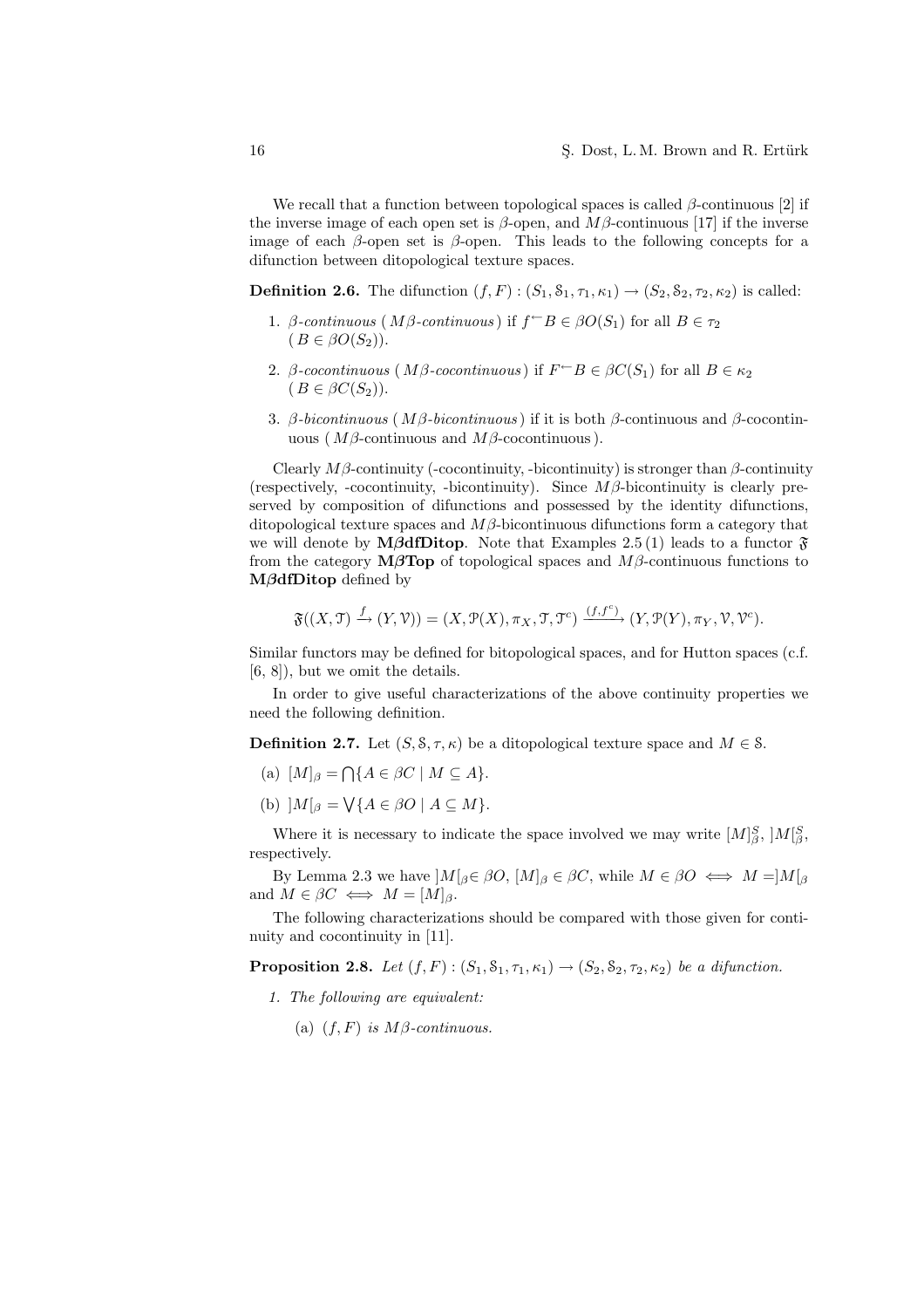We recall that a function between topological spaces is called $\beta$-continuous [2] if the inverse image of each open set is $\beta$-open, and $M\beta$-continuous [17] if the inverse image of each $\beta$-open set is $\beta$-open. This leads to the following concepts for a difunction between ditopological texture spaces.

**Definition 2.6.** The difunction $(f, F) : (S_1, \mathcal{S}_1, \tau_1, \kappa_1) \to (S_2, \mathcal{S}_2, \tau_2, \kappa_2)$ is called:

1. *$\beta$-continuous* (*$M\beta$-continuous*) if $f^{\leftarrow}B \in \beta O(S_1)$ for all $B \in \tau_2$ ($B \in \beta O(S_2)$).
2. *$\beta$-cocontinuous* (*$M\beta$-cocontinuous*) if $F^{\leftarrow}B \in \beta C(S_1)$ for all $B \in \kappa_2$ ($B \in \beta C(S_2)$).
3. *$\beta$-bicontinuous* (*$M\beta$-bicontinuous*) if it is both $\beta$-continuous and $\beta$-cocontinuous ($M\beta$-continuous and $M\beta$-cocontinuous).

Clearly $M\beta$-continuity (-cocontinuity, -bicontinuity) is stronger than $\beta$-continuity (respectively, -cocontinuity, -bicontinuity). Since $M\beta$-bicontinuity is clearly preserved by composition of difunctions and possessed by the identity difunctions, ditopological texture spaces and $M\beta$-bicontinuous difunctions form a category that we will denote by **M$\beta$dfDitop**. Note that Examples 2.5 (1) leads to a functor $\mathfrak{F}$ from the category **M$\beta$Top** of topological spaces and $M\beta$-continuous functions to **M$\beta$dfDitop** defined by

$$\mathfrak{F}((X, \mathcal{T}) \xrightarrow{f} (Y, \mathcal{V})) = (X, \mathcal{P}(X), \pi_X, \mathcal{T}, \mathcal{T}^c) \xrightarrow{(f, f^c)} (Y, \mathcal{P}(Y), \pi_Y, \mathcal{V}, \mathcal{V}^c).$$

Similar functors may be defined for bitopological spaces, and for Hutton spaces (c.f. [6, 8]), but we omit the details.

In order to give useful characterizations of the above continuity properties we need the following definition.

**Definition 2.7.** Let $(S, \mathcal{S}, \tau, \kappa)$ be a ditopological texture space and $M \in \mathcal{S}$.

(a) $[M]_\beta = \bigcap\{A \in \beta C \mid M \subseteq A\}$.

(b) $]M[_\beta = \bigvee\{A \in \beta O \mid A \subseteq M\}$.

Where it is necessary to indicate the space involved we may write $[M]^S_\beta$, $]M[^S_\beta$, respectively.

By Lemma 2.3 we have $]M[_\beta \in \beta O$, $[M]_\beta \in \beta C$, while $M \in \beta O \iff M = ]M[_\beta$ and $M \in \beta C \iff M = [M]_\beta$.

The following characterizations should be compared with those given for continuity and cocontinuity in [11].

**Proposition 2.8.** *Let $(f, F) : (S_1, \mathcal{S}_1, \tau_1, \kappa_1) \to (S_2, \mathcal{S}_2, \tau_2, \kappa_2)$ be a difunction.*

1. *The following are equivalent:*

   (a) *$(f, F)$ is $M\beta$-continuous.*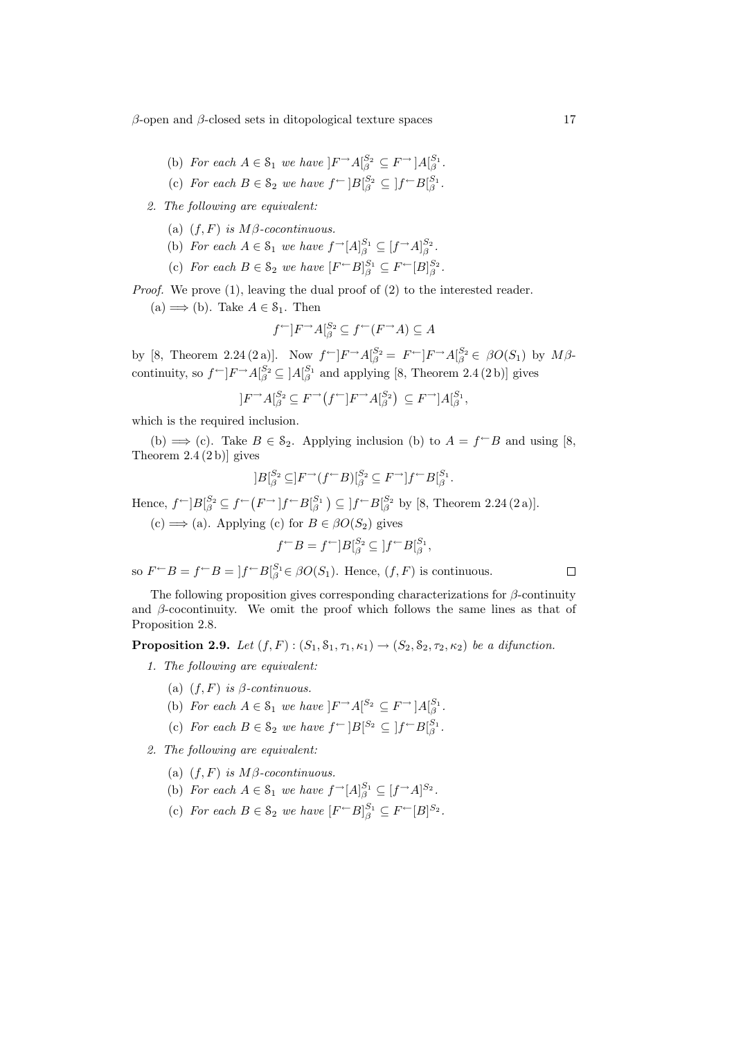(b) *For each* $A \in \mathcal{S}_1$ *we have* $]F^{\to}A[^{S_2}_{\beta} \subseteq F^{\to}]A[^{S_1}_{\beta}$.

(c) *For each* $B \in \mathcal{S}_2$ *we have* $f^{\leftarrow}]B[^{S_2}_{\beta} \subseteq ]f^{\leftarrow}B[^{S_1}_{\beta}$.

2. *The following are equivalent:*

   (a) $(f,F)$ *is* $M\beta$*-cocontinuous.*

   (b) *For each* $A \in \mathcal{S}_1$ *we have* $f^{\to}[A]^{S_1}_{\beta} \subseteq [f^{\to}A]^{S_2}_{\beta}$.

   (c) *For each* $B \in \mathcal{S}_2$ *we have* $[F^{\leftarrow}B]^{S_1}_{\beta} \subseteq F^{\leftarrow}[B]^{S_2}_{\beta}$.

*Proof.* We prove (1), leaving the dual proof of (2) to the interested reader.

(a) $\Longrightarrow$ (b). Take $A \in \mathcal{S}_1$. Then

$$f^{\leftarrow}]F^{\to}A[^{S_2}_{\beta} \subseteq f^{\leftarrow}(F^{\to}A) \subseteq A$$

by [8, Theorem 2.24 (2 a)]. Now $f^{\leftarrow}]F^{\to}A[^{S_2}_{\beta} = F^{\leftarrow}]F^{\to}A[^{S_2}_{\beta} \in \beta O(S_1)$ by $M\beta$-continuity, so $f^{\leftarrow}]F^{\to}A[^{S_2}_{\beta} \subseteq ]A[^{S_1}_{\beta}$ and applying [8, Theorem 2.4 (2 b)] gives

$$]F^{\to}A[^{S_2}_{\beta} \subseteq F^{\to}\big(f^{\leftarrow}]F^{\to}A[^{S_2}_{\beta}\big) \subseteq F^{\to}]A[^{S_1}_{\beta},$$

which is the required inclusion.

(b) $\Longrightarrow$ (c). Take $B \in \mathcal{S}_2$. Applying inclusion (b) to $A = f^{\leftarrow}B$ and using [8, Theorem 2.4 (2 b)] gives

$$]B[^{S_2}_{\beta} \subseteq ]F^{\to}(f^{\leftarrow}B)[^{S_2}_{\beta} \subseteq F^{\to}]f^{\leftarrow}B[^{S_1}_{\beta}.$$

Hence, $f^{\leftarrow}]B[^{S_2}_{\beta} \subseteq f^{\leftarrow}\big(F^{\to}]f^{\leftarrow}B[^{S_1}_{\beta}\big) \subseteq ]f^{\leftarrow}B[^{S_2}_{\beta}$ by [8, Theorem 2.24 (2 a)].

(c) $\Longrightarrow$ (a). Applying (c) for $B \in \beta O(S_2)$ gives

$$f^{\leftarrow}B = f^{\leftarrow}]B[^{S_2}_{\beta} \subseteq ]f^{\leftarrow}B[^{S_1}_{\beta},$$

so $F^{\leftarrow}B = f^{\leftarrow}B = ]f^{\leftarrow}B[^{S_1}_{\beta} \in \beta O(S_1)$. Hence, $(f,F)$ is continuous. $\square$

The following proposition gives corresponding characterizations for $\beta$-continuity and $\beta$-cocontinuity. We omit the proof which follows the same lines as that of Proposition 2.8.

**Proposition 2.9.** *Let* $(f,F) : (S_1, \mathcal{S}_1, \tau_1, \kappa_1) \to (S_2, \mathcal{S}_2, \tau_2, \kappa_2)$ *be a difunction.*

1. *The following are equivalent:*

   (a) $(f,F)$ *is* $\beta$*-continuous.*

   (b) *For each* $A \in \mathcal{S}_1$ *we have* $]F^{\to}A[^{S_2} \subseteq F^{\to}]A[^{S_1}_{\beta}$.

   (c) *For each* $B \in \mathcal{S}_2$ *we have* $f^{\leftarrow}]B[^{S_2} \subseteq ]f^{\leftarrow}B[^{S_1}_{\beta}$.

2. *The following are equivalent:*

   (a) $(f,F)$ *is* $M\beta$*-cocontinuous.*

   (b) *For each* $A \in \mathcal{S}_1$ *we have* $f^{\to}[A]^{S_1}_{\beta} \subseteq [f^{\to}A]^{S_2}$.

   (c) *For each* $B \in \mathcal{S}_2$ *we have* $[F^{\leftarrow}B]^{S_1}_{\beta} \subseteq F^{\leftarrow}[B]^{S_2}$.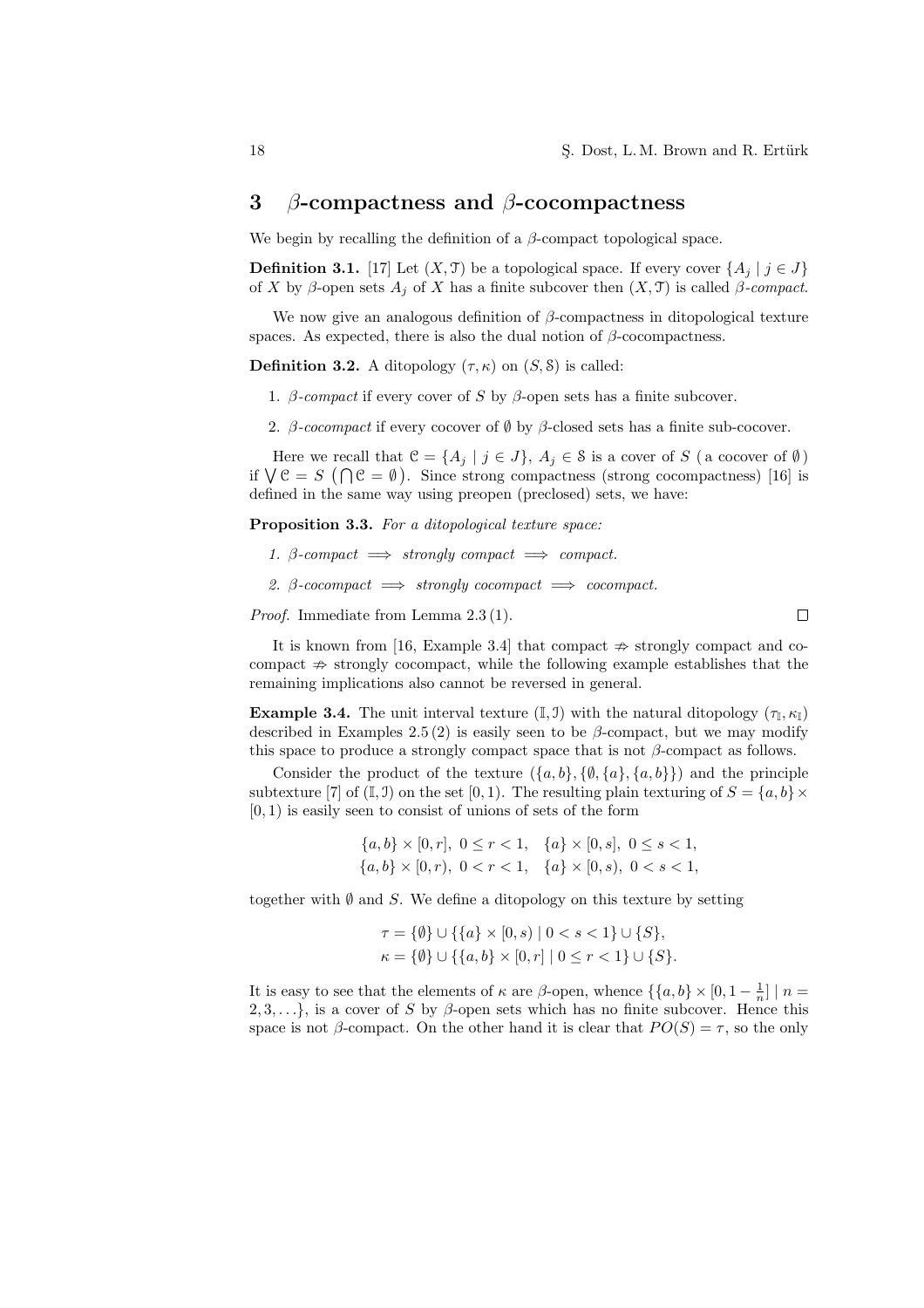## 3 $\beta$-compactness and $\beta$-cocompactness

We begin by recalling the definition of a $\beta$-compact topological space.

**Definition 3.1.** [17] Let $(X, \mathcal{T})$ be a topological space. If every cover $\{A_j \mid j \in J\}$ of $X$ by $\beta$-open sets $A_j$ of $X$ has a finite subcover then $(X, \mathcal{T})$ is called *$\beta$-compact*.

We now give an analogous definition of $\beta$-compactness in ditopological texture spaces. As expected, there is also the dual notion of $\beta$-cocompactness.

**Definition 3.2.** A ditopology $(\tau, \kappa)$ on $(S, \mathcal{S})$ is called:

1. *$\beta$-compact* if every cover of $S$ by $\beta$-open sets has a finite subcover.

2. *$\beta$-cocompact* if every cocover of $\emptyset$ by $\beta$-closed sets has a finite sub-cocover.

Here we recall that $\mathcal{C} = \{A_j \mid j \in J\}$, $A_j \in \mathcal{S}$ is a cover of $S$ ( a cocover of $\emptyset$ ) if $\bigvee \mathcal{C} = S$ $\left(\bigcap \mathcal{C} = \emptyset\right)$. Since strong compactness (strong cocompactness) [16] is defined in the same way using preopen (preclosed) sets, we have:

**Proposition 3.3.** *For a ditopological texture space:*

1. *$\beta$-compact $\implies$ strongly compact $\implies$ compact.*

2. *$\beta$-cocompact $\implies$ strongly cocompact $\implies$ cocompact.*

*Proof.* Immediate from Lemma 2.3 (1). $\square$

It is known from [16, Example 3.4] that compact $\not\Rightarrow$ strongly compact and cocompact $\not\Rightarrow$ strongly cocompact, while the following example establishes that the remaining implications also cannot be reversed in general.

**Example 3.4.** The unit interval texture $(\mathbb{I}, \mathcal{I})$ with the natural ditopology $(\tau_{\mathbb{I}}, \kappa_{\mathbb{I}})$ described in Examples 2.5 (2) is easily seen to be $\beta$-compact, but we may modify this space to produce a strongly compact space that is not $\beta$-compact as follows.

Consider the product of the texture $(\{a, b\}, \{\emptyset, \{a\}, \{a, b\}\})$ and the principle subtexture [7] of $(\mathbb{I}, \mathcal{I})$ on the set $[0, 1)$. The resulting plain texturing of $S = \{a, b\} \times [0, 1)$ is easily seen to consist of unions of sets of the form

$$\{a, b\} \times [0, r],\ 0 \le r < 1, \quad \{a\} \times [0, s],\ 0 \le s < 1,$$
$$\{a, b\} \times [0, r),\ 0 < r < 1, \quad \{a\} \times [0, s),\ 0 < s < 1,$$

together with $\emptyset$ and $S$. We define a ditopology on this texture by setting

$$\tau = \{\emptyset\} \cup \{\{a\} \times [0, s) \mid 0 < s < 1\} \cup \{S\},$$
$$\kappa = \{\emptyset\} \cup \{\{a, b\} \times [0, r] \mid 0 \le r < 1\} \cup \{S\}.$$

It is easy to see that the elements of $\kappa$ are $\beta$-open, whence $\{\{a, b\} \times [0, 1 - \frac{1}{n}] \mid n = 2, 3, \ldots\}$, is a cover of $S$ by $\beta$-open sets which has no finite subcover. Hence this space is not $\beta$-compact. On the other hand it is clear that $PO(S) = \tau$, so the only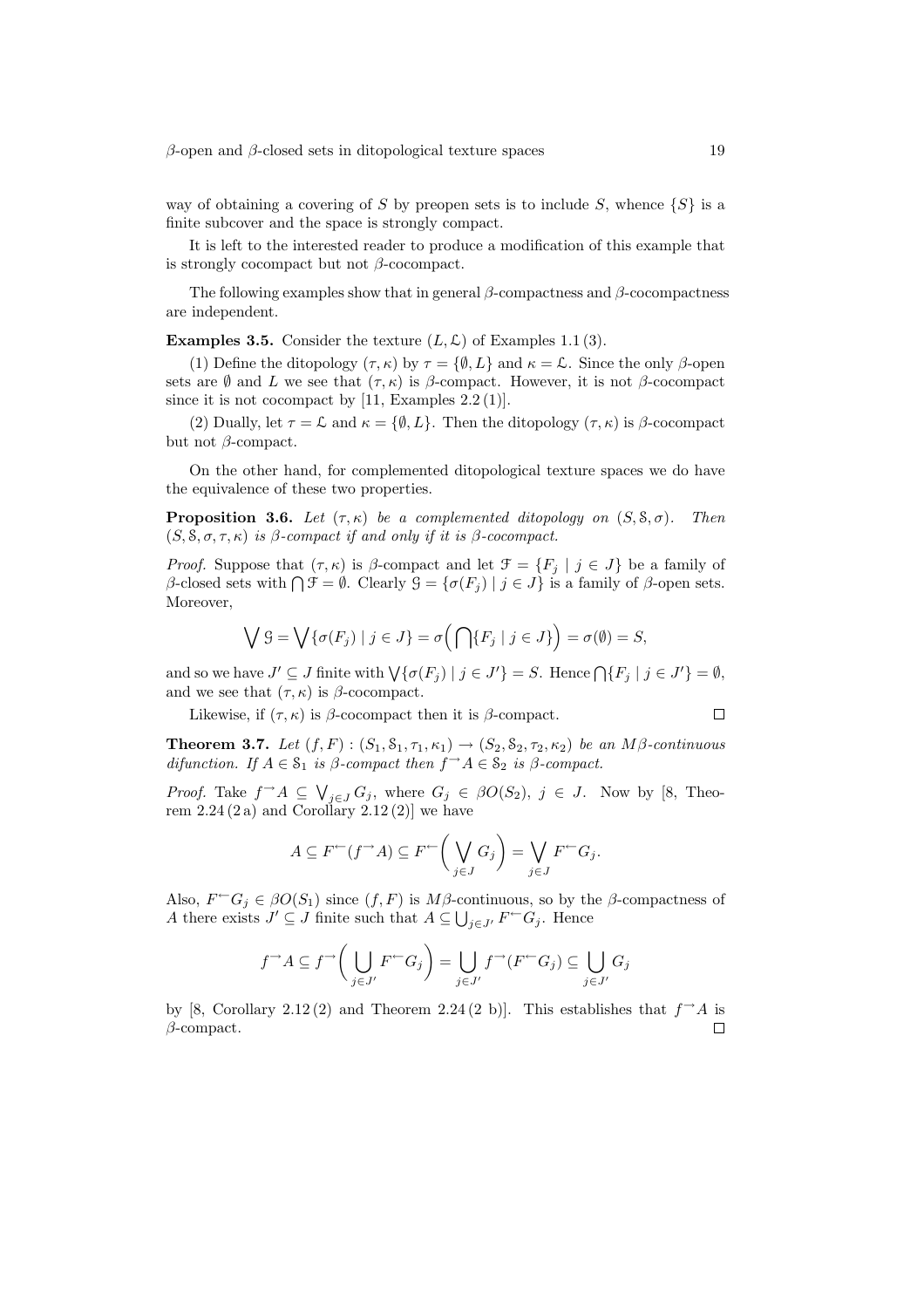way of obtaining a covering of $S$ by preopen sets is to include $S$, whence $\{S\}$ is a finite subcover and the space is strongly compact.

It is left to the interested reader to produce a modification of this example that is strongly cocompact but not $\beta$-cocompact.

The following examples show that in general $\beta$-compactness and $\beta$-cocompactness are independent.

**Examples 3.5.** Consider the texture $(L, \mathcal{L})$ of Examples 1.1 (3).

(1) Define the ditopology $(\tau, \kappa)$ by $\tau = \{\emptyset, L\}$ and $\kappa = \mathcal{L}$. Since the only $\beta$-open sets are $\emptyset$ and $L$ we see that $(\tau, \kappa)$ is $\beta$-compact. However, it is not $\beta$-cocompact since it is not cocompact by [11, Examples 2.2 (1)].

(2) Dually, let $\tau = \mathcal{L}$ and $\kappa = \{\emptyset, L\}$. Then the ditopology $(\tau, \kappa)$ is $\beta$-cocompact but not $\beta$-compact.

On the other hand, for complemented ditopological texture spaces we do have the equivalence of these two properties.

**Proposition 3.6.** *Let $(\tau, \kappa)$ be a complemented ditopology on $(S, \mathcal{S}, \sigma)$. Then $(S, \mathcal{S}, \sigma, \tau, \kappa)$ is $\beta$-compact if and only if it is $\beta$-cocompact.*

*Proof.* Suppose that $(\tau, \kappa)$ is $\beta$-compact and let $\mathcal{F} = \{F_j \mid j \in J\}$ be a family of $\beta$-closed sets with $\bigcap \mathcal{F} = \emptyset$. Clearly $\mathcal{G} = \{\sigma(F_j) \mid j \in J\}$ is a family of $\beta$-open sets. Moreover,

$$\bigvee \mathcal{G} = \bigvee \{\sigma(F_j) \mid j \in J\} = \sigma\Big(\bigcap \{F_j \mid j \in J\}\Big) = \sigma(\emptyset) = S,$$

and so we have $J' \subseteq J$ finite with $\bigvee \{\sigma(F_j) \mid j \in J'\} = S$. Hence $\bigcap \{F_j \mid j \in J'\} = \emptyset$, and we see that $(\tau, \kappa)$ is $\beta$-cocompact.

Likewise, if $(\tau, \kappa)$ is $\beta$-cocompact then it is $\beta$-compact. $\square$

**Theorem 3.7.** *Let $(f, F) : (S_1, \mathcal{S}_1, \tau_1, \kappa_1) \to (S_2, \mathcal{S}_2, \tau_2, \kappa_2)$ be an $M\beta$-continuous difunction. If $A \in \mathcal{S}_1$ is $\beta$-compact then $f^{\to} A \in \mathcal{S}_2$ is $\beta$-compact.*

*Proof.* Take $f^{\to} A \subseteq \bigvee_{j \in J} G_j$, where $G_j \in \beta O(S_2)$, $j \in J$. Now by [8, Theorem 2.24 (2 a) and Corollary 2.12 (2)] we have

$$A \subseteq F^{\leftarrow}(f^{\to} A) \subseteq F^{\leftarrow}\Big(\bigvee_{j \in J} G_j\Big) = \bigvee_{j \in J} F^{\leftarrow} G_j.$$

Also, $F^{\leftarrow} G_j \in \beta O(S_1)$ since $(f, F)$ is $M\beta$-continuous, so by the $\beta$-compactness of $A$ there exists $J' \subseteq J$ finite such that $A \subseteq \bigcup_{j \in J'} F^{\leftarrow} G_j$. Hence

$$f^{\to} A \subseteq f^{\to}\Big(\bigcup_{j \in J'} F^{\leftarrow} G_j\Big) = \bigcup_{j \in J'} f^{\to}(F^{\leftarrow} G_j) \subseteq \bigcup_{j \in J'} G_j$$

by [8, Corollary 2.12 (2) and Theorem 2.24 (2 b)]. This establishes that $f^{\to} A$ is $\beta$-compact. $\square$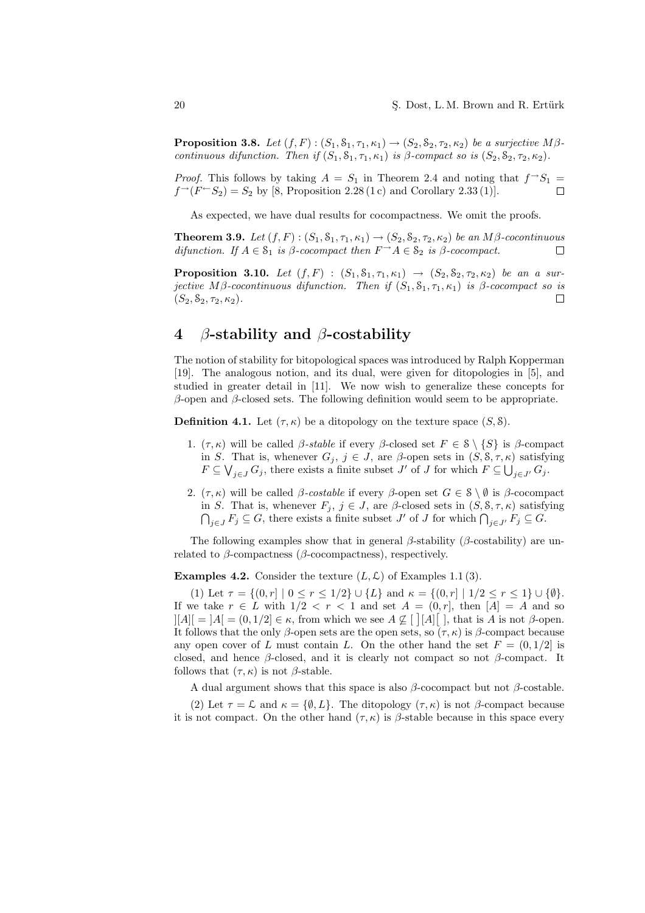**Proposition 3.8.** *Let $(f, F) : (S_1, \mathcal{S}_1, \tau_1, \kappa_1) \to (S_2, \mathcal{S}_2, \tau_2, \kappa_2)$ be a surjective $M\beta$-continuous difunction. Then if $(S_1, \mathcal{S}_1, \tau_1, \kappa_1)$ is $\beta$-compact so is $(S_2, \mathcal{S}_2, \tau_2, \kappa_2)$.*

*Proof.* This follows by taking $A = S_1$ in Theorem 2.4 and noting that $f^{\to}S_1 = f^{\to}(F^{\leftarrow}S_2) = S_2$ by [8, Proposition 2.28 (1 c) and Corollary 2.33 (1)]. $\square$

As expected, we have dual results for cocompactness. We omit the proofs.

**Theorem 3.9.** *Let $(f, F) : (S_1, \mathcal{S}_1, \tau_1, \kappa_1) \to (S_2, \mathcal{S}_2, \tau_2, \kappa_2)$ be an $M\beta$-cocontinuous difunction. If $A \in \mathcal{S}_1$ is $\beta$-cocompact then $F^{\to}A \in \mathcal{S}_2$ is $\beta$-cocompact.* $\square$

**Proposition 3.10.** *Let $(f, F) : (S_1, \mathcal{S}_1, \tau_1, \kappa_1) \to (S_2, \mathcal{S}_2, \tau_2, \kappa_2)$ be an surjective $M\beta$-cocontinuous difunction. Then if $(S_1, \mathcal{S}_1, \tau_1, \kappa_1)$ is $\beta$-cocompact so is $(S_2, \mathcal{S}_2, \tau_2, \kappa_2)$.* $\square$

# 4 $\beta$-stability and $\beta$-costability

The notion of stability for bitopological spaces was introduced by Ralph Kopperman [19]. The analogous notion, and its dual, were given for ditopologies in [5], and studied in greater detail in [11]. We now wish to generalize these concepts for $\beta$-open and $\beta$-closed sets. The following definition would seem to be appropriate.

**Definition 4.1.** Let $(\tau, \kappa)$ be a ditopology on the texture space $(S, \mathcal{S})$.

1. $(\tau, \kappa)$ will be called *$\beta$-stable* if every $\beta$-closed set $F \in \mathcal{S} \setminus \{S\}$ is $\beta$-compact in $S$. That is, whenever $G_j$, $j \in J$, are $\beta$-open sets in $(S, \mathcal{S}, \tau, \kappa)$ satisfying $F \subseteq \bigvee_{j \in J} G_j$, there exists a finite subset $J'$ of $J$ for which $F \subseteq \bigcup_{j \in J'} G_j$.
2. $(\tau, \kappa)$ will be called *$\beta$-costable* if every $\beta$-open set $G \in \mathcal{S} \setminus \emptyset$ is $\beta$-cocompact in $S$. That is, whenever $F_j$, $j \in J$, are $\beta$-closed sets in $(S, \mathcal{S}, \tau, \kappa)$ satisfying $\bigcap_{j \in J} F_j \subseteq G$, there exists a finite subset $J'$ of $J$ for which $\bigcap_{j \in J'} F_j \subseteq G$.

The following examples show that in general $\beta$-stability ($\beta$-costability) are unrelated to $\beta$-compactness ($\beta$-cocompactness), respectively.

**Examples 4.2.** Consider the texture $(L, \mathcal{L})$ of Examples 1.1 (3).

(1) Let $\tau = \{(0, r] \mid 0 \leq r \leq 1/2\} \cup \{L\}$ and $\kappa = \{(0, r] \mid 1/2 \leq r \leq 1\} \cup \{\emptyset\}$. If we take $r \in L$ with $1/2 < r < 1$ and set $A = (0, r]$, then $[A] = A$ and so $][A][ = ]A[ = (0, 1/2] \in \kappa$, from which we see $A \not\subseteq [\,][A][\,]$, that is $A$ is not $\beta$-open. It follows that the only $\beta$-open sets are the open sets, so $(\tau, \kappa)$ is $\beta$-compact because any open cover of $L$ must contain $L$. On the other hand the set $F = (0, 1/2]$ is closed, and hence $\beta$-closed, and it is clearly not compact so not $\beta$-compact. It follows that $(\tau, \kappa)$ is not $\beta$-stable.

A dual argument shows that this space is also $\beta$-cocompact but not $\beta$-costable.

(2) Let $\tau = \mathcal{L}$ and $\kappa = \{\emptyset, L\}$. The ditopology $(\tau, \kappa)$ is not $\beta$-compact because it is not compact. On the other hand $(\tau, \kappa)$ is $\beta$-stable because in this space every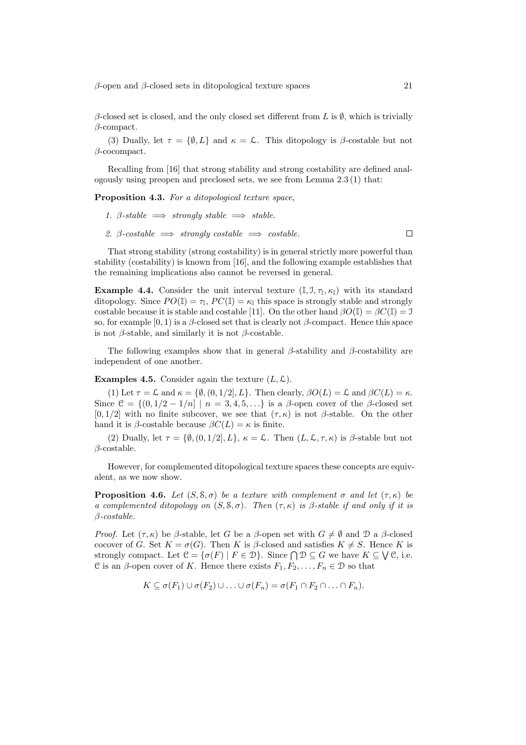$\beta$-closed set is closed, and the only closed set different from $L$ is $\emptyset$, which is trivially $\beta$-compact.

(3) Dually, let $\tau = \{\emptyset, L\}$ and $\kappa = \mathcal{L}$. This ditopology is $\beta$-costable but not $\beta$-cocompact.

Recalling from [16] that strong stability and strong costability are defined analogously using preopen and preclosed sets, we see from Lemma 2.3 (1) that:

**Proposition 4.3.** *For a ditopological texture space,*

1. *$\beta$-stable $\implies$ strongly stable $\implies$ stable.*
2. *$\beta$-costable $\implies$ strongly costable $\implies$ costable.* □

That strong stability (strong costability) is in general strictly more powerful than stability (costability) is known from [16], and the following example establishes that the remaining implications also cannot be reversed in general.

**Example 4.4.** Consider the unit interval texture $(\mathbb{I}, \mathcal{I}, \tau_{\mathbb{I}}, \kappa_{\mathbb{I}})$ with its standard ditopology. Since $PO(\mathbb{I}) = \tau_{\mathbb{I}}$, $PC(\mathbb{I}) = \kappa_{\mathbb{I}}$ this space is strongly stable and strongly costable because it is stable and costable [11]. On the other hand $\beta O(\mathbb{I}) = \beta C(\mathbb{I}) = \mathcal{I}$ so, for example $[0, 1)$ is a $\beta$-closed set that is clearly not $\beta$-compact. Hence this space is not $\beta$-stable, and similarly it is not $\beta$-costable.

The following examples show that in general $\beta$-stability and $\beta$-costability are independent of one another.

**Examples 4.5.** Consider again the texture $(L, \mathcal{L})$.

(1) Let $\tau = \mathcal{L}$ and $\kappa = \{\emptyset, (0, 1/2], L\}$. Then clearly, $\beta O(L) = \mathcal{L}$ and $\beta C(L) = \kappa$. Since $\mathcal{C} = \{(0, 1/2 - 1/n] \mid n = 3, 4, 5, \ldots\}$ is a $\beta$-open cover of the $\beta$-closed set $[0, 1/2]$ with no finite subcover, we see that $(\tau, \kappa)$ is not $\beta$-stable. On the other hand it is $\beta$-costable because $\beta C(L) = \kappa$ is finite.

(2) Dually, let $\tau = \{\emptyset, (0, 1/2], L\}$, $\kappa = \mathcal{L}$. Then $(L, \mathcal{L}, \tau, \kappa)$ is $\beta$-stable but not $\beta$-costable.

However, for complemented ditopological texture spaces these concepts are equivalent, as we now show.

**Proposition 4.6.** *Let $(S, \mathcal{S}, \sigma)$ be a texture with complement $\sigma$ and let $(\tau, \kappa)$ be a complemented ditopology on $(S, \mathcal{S}, \sigma)$. Then $(\tau, \kappa)$ is $\beta$-stable if and only if it is $\beta$-costable.*

*Proof.* Let $(\tau, \kappa)$ be $\beta$-stable, let $G$ be a $\beta$-open set with $G \neq \emptyset$ and $\mathcal{D}$ a $\beta$-closed cocover of $G$. Set $K = \sigma(G)$. Then $K$ is $\beta$-closed and satisfies $K \neq S$. Hence $K$ is strongly compact. Let $\mathcal{C} = \{\sigma(F) \mid F \in \mathcal{D}\}$. Since $\bigcap \mathcal{D} \subseteq G$ we have $K \subseteq \bigvee \mathcal{C}$, i.e. $\mathcal{C}$ is an $\beta$-open cover of $K$. Hence there exists $F_1, F_2, \ldots, F_n \in \mathcal{D}$ so that

$$K \subseteq \sigma(F_1) \cup \sigma(F_2) \cup \ldots \cup \sigma(F_n) = \sigma(F_1 \cap F_2 \cap \ldots \cap F_n).$$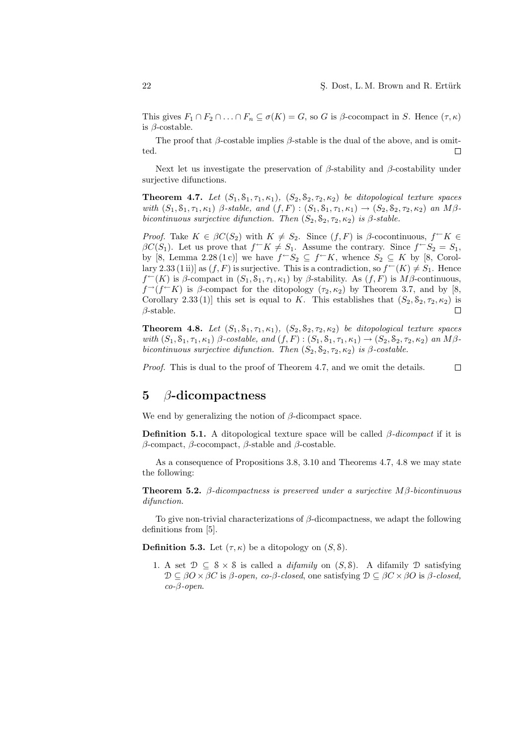This gives $F_1 \cap F_2 \cap \ldots \cap F_n \subseteq \sigma(K) = G$, so $G$ is $\beta$-cocompact in $S$. Hence $(\tau, \kappa)$ is $\beta$-costable.

The proof that $\beta$-costable implies $\beta$-stable is the dual of the above, and is omitted. □

Next let us investigate the preservation of $\beta$-stability and $\beta$-costability under surjective difunctions.

**Theorem 4.7.** *Let $(S_1, \mathcal{S}_1, \tau_1, \kappa_1)$, $(S_2, \mathcal{S}_2, \tau_2, \kappa_2)$ be ditopological texture spaces with $(S_1, \mathcal{S}_1, \tau_1, \kappa_1)$ $\beta$-stable, and $(f, F) : (S_1, \mathcal{S}_1, \tau_1, \kappa_1) \to (S_2, \mathcal{S}_2, \tau_2, \kappa_2)$ an $M\beta$-bicontinuous surjective difunction. Then $(S_2, \mathcal{S}_2, \tau_2, \kappa_2)$ is $\beta$-stable.*

*Proof.* Take $K \in \beta C(S_2)$ with $K \neq S_2$. Since $(f, F)$ is $\beta$-cocontinuous, $f^{\leftarrow} K \in \beta C(S_1)$. Let us prove that $f^{\leftarrow} K \neq S_1$. Assume the contrary. Since $f^{\leftarrow} S_2 = S_1$, by [8, Lemma 2.28 (1 c)] we have $f^{\leftarrow} S_2 \subseteq f^{\leftarrow} K$, whence $S_2 \subseteq K$ by [8, Corollary 2.33 (1 ii)] as $(f, F)$ is surjective. This is a contradiction, so $f^{\leftarrow}(K) \neq S_1$. Hence $f^{\leftarrow}(K)$ is $\beta$-compact in $(S_1, \mathcal{S}_1, \tau_1, \kappa_1)$ by $\beta$-stability. As $(f, F)$ is $M\beta$-continuous, $f^{\rightarrow}(f^{\leftarrow} K)$ is $\beta$-compact for the ditopology $(\tau_2, \kappa_2)$ by Theorem 3.7, and by [8, Corollary 2.33 (1)] this set is equal to $K$. This establishes that $(S_2, \mathcal{S}_2, \tau_2, \kappa_2)$ is $\beta$-stable. □

**Theorem 4.8.** *Let $(S_1, \mathcal{S}_1, \tau_1, \kappa_1)$, $(S_2, \mathcal{S}_2, \tau_2, \kappa_2)$ be ditopological texture spaces with $(S_1, \mathcal{S}_1, \tau_1, \kappa_1)$ $\beta$-costable, and $(f, F) : (S_1, \mathcal{S}_1, \tau_1, \kappa_1) \to (S_2, \mathcal{S}_2, \tau_2, \kappa_2)$ an $M\beta$-bicontinuous surjective difunction. Then $(S_2, \mathcal{S}_2, \tau_2, \kappa_2)$ is $\beta$-costable.*

*Proof.* This is dual to the proof of Theorem 4.7, and we omit the details. □

## 5 $\beta$-dicompactness

We end by generalizing the notion of $\beta$-dicompact space.

**Definition 5.1.** A ditopological texture space will be called *$\beta$-dicompact* if it is $\beta$-compact, $\beta$-cocompact, $\beta$-stable and $\beta$-costable.

As a consequence of Propositions 3.8, 3.10 and Theorems 4.7, 4.8 we may state the following:

**Theorem 5.2.** *$\beta$-dicompactness is preserved under a surjective $M\beta$-bicontinuous difunction.*

To give non-trivial characterizations of $\beta$-dicompactness, we adapt the following definitions from [5].

**Definition 5.3.** Let $(\tau, \kappa)$ be a ditopology on $(S, \mathcal{S})$.

1. A set $\mathcal{D} \subseteq \mathcal{S} \times \mathcal{S}$ is called a *difamily* on $(S, \mathcal{S})$. A difamily $\mathcal{D}$ satisfying $\mathcal{D} \subseteq \beta O \times \beta C$ is *$\beta$-open, co-$\beta$-closed*, one satisfying $\mathcal{D} \subseteq \beta C \times \beta O$ is *$\beta$-closed, co-$\beta$-open*.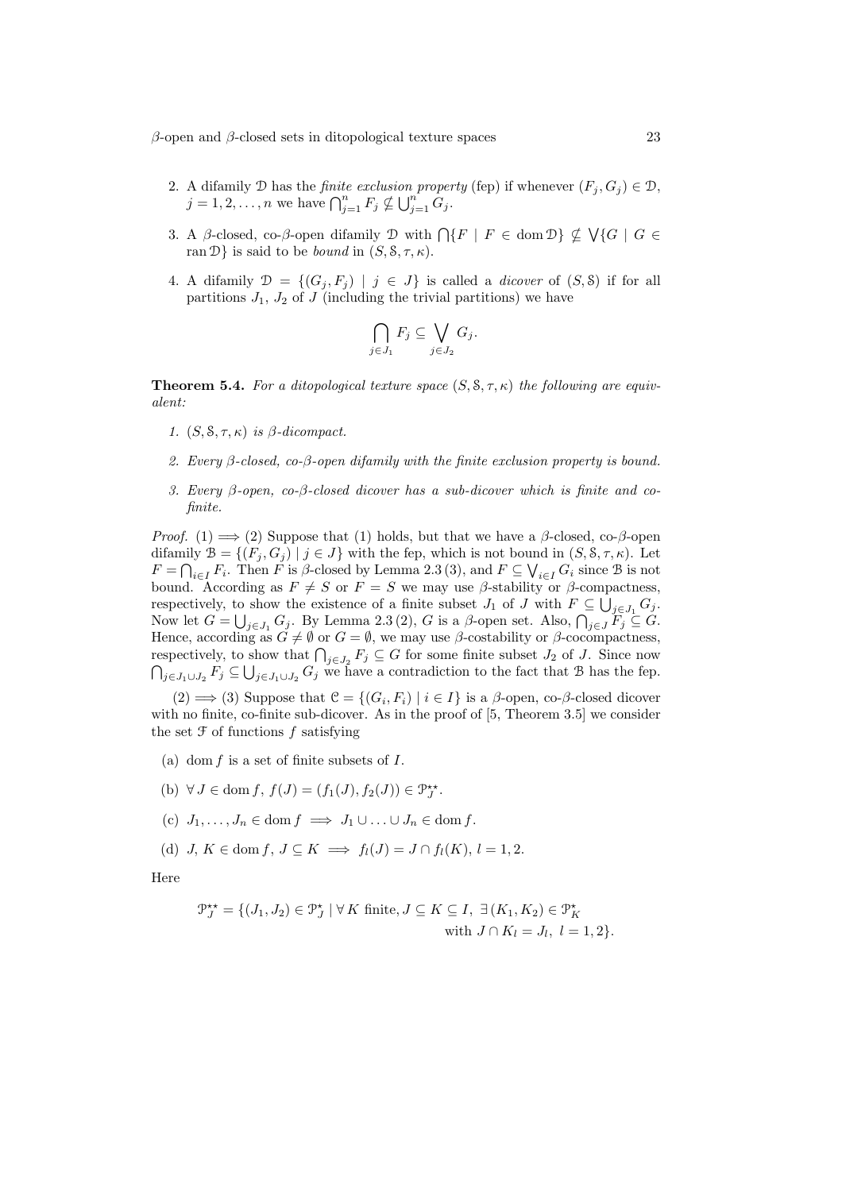2. A difamily $\mathcal{D}$ has the *finite exclusion property* (fep) if whenever $(F_j, G_j) \in \mathcal{D}$, $j = 1, 2, \ldots, n$ we have $\bigcap_{j=1}^{n} F_j \not\subseteq \bigcup_{j=1}^{n} G_j$.

3. A $\beta$-closed, co-$\beta$-open difamily $\mathcal{D}$ with $\bigcap\{F \mid F \in \operatorname{dom} \mathcal{D}\} \not\subseteq \bigvee\{G \mid G \in \operatorname{ran} \mathcal{D}\}$ is said to be *bound* in $(S, \mathcal{S}, \tau, \kappa)$.

4. A difamily $\mathcal{D} = \{(G_j, F_j) \mid j \in J\}$ is called a *dicover* of $(S, \mathcal{S})$ if for all partitions $J_1$, $J_2$ of $J$ (including the trivial partitions) we have

$$\bigcap_{j \in J_1} F_j \subseteq \bigvee_{j \in J_2} G_j.$$

**Theorem 5.4.** *For a ditopological texture space $(S, \mathcal{S}, \tau, \kappa)$ the following are equivalent:*

1. *$(S, \mathcal{S}, \tau, \kappa)$ is $\beta$-dicompact.*

2. *Every $\beta$-closed, co-$\beta$-open difamily with the finite exclusion property is bound.*

3. *Every $\beta$-open, co-$\beta$-closed dicover has a sub-dicover which is finite and co-finite.*

*Proof.* (1) $\Longrightarrow$ (2) Suppose that (1) holds, but that we have a $\beta$-closed, co-$\beta$-open difamily $\mathcal{B} = \{(F_j, G_j) \mid j \in J\}$ with the fep, which is not bound in $(S, \mathcal{S}, \tau, \kappa)$. Let $F = \bigcap_{i \in I} F_i$. Then $F$ is $\beta$-closed by Lemma 2.3 (3), and $F \subseteq \bigvee_{i \in I} G_i$ since $\mathcal{B}$ is not bound. According as $F \neq S$ or $F = S$ we may use $\beta$-stability or $\beta$-compactness, respectively, to show the existence of a finite subset $J_1$ of $J$ with $F \subseteq \bigcup_{j \in J_1} G_j$. Now let $G = \bigcup_{j \in J_1} G_j$. By Lemma 2.3 (2), $G$ is a $\beta$-open set. Also, $\bigcap_{j \in J} F_j \subseteq G$. Hence, according as $G \neq \emptyset$ or $G = \emptyset$, we may use $\beta$-costability or $\beta$-cocompactness, respectively, to show that $\bigcap_{j \in J_2} F_j \subseteq G$ for some finite subset $J_2$ of $J$. Since now $\bigcap_{j \in J_1 \cup J_2} F_j \subseteq \bigcup_{j \in J_1 \cup J_2} G_j$ we have a contradiction to the fact that $\mathcal{B}$ has the fep.

(2) $\Longrightarrow$ (3) Suppose that $\mathcal{C} = \{(G_i, F_i) \mid i \in I\}$ is a $\beta$-open, co-$\beta$-closed dicover with no finite, co-finite sub-dicover. As in the proof of [5, Theorem 3.5] we consider the set $\mathcal{F}$ of functions $f$ satisfying

(a) $\operatorname{dom} f$ is a set of finite subsets of $I$.

(b) $\forall\, J \in \operatorname{dom} f$, $f(J) = (f_1(J), f_2(J)) \in \mathcal{P}_J^{\star\star}$.

(c) $J_1, \ldots, J_n \in \operatorname{dom} f \implies J_1 \cup \ldots \cup J_n \in \operatorname{dom} f$.

(d) $J$, $K \in \operatorname{dom} f$, $J \subseteq K \implies f_l(J) = J \cap f_l(K)$, $l = 1, 2$.

Here

$$\mathcal{P}_J^{\star\star} = \{(J_1, J_2) \in \mathcal{P}_J^{\star} \mid \forall\, K \text{ finite}, J \subseteq K \subseteq I,\ \exists\, (K_1, K_2) \in \mathcal{P}_K^{\star} \text{ with } J \cap K_l = J_l,\ l = 1, 2\}.$$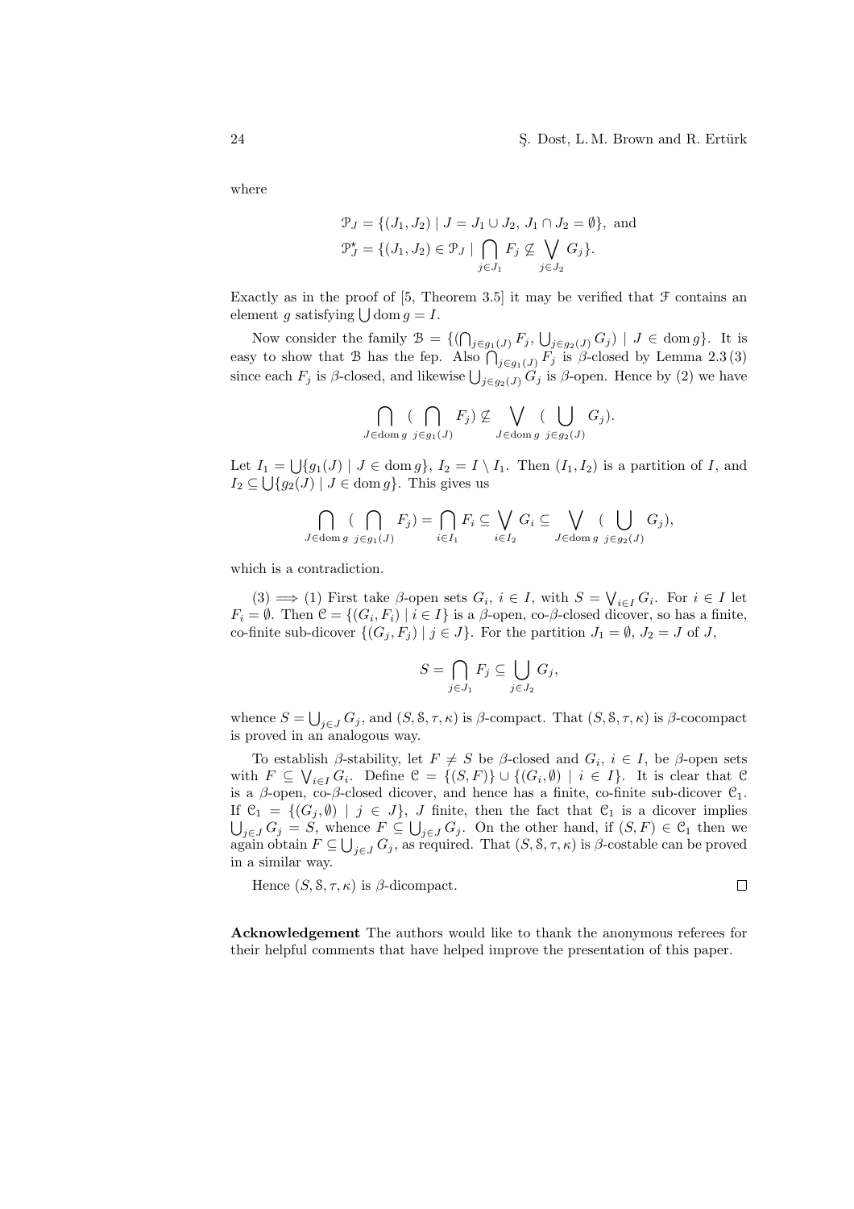where

$$\mathcal{P}_J = \{(J_1, J_2) \mid J = J_1 \cup J_2,\ J_1 \cap J_2 = \emptyset\}, \text{ and}$$
$$\mathcal{P}^\star_J = \{(J_1, J_2) \in \mathcal{P}_J \mid \bigcap_{j \in J_1} F_j \not\subseteq \bigvee_{j \in J_2} G_j\}.$$

Exactly as in the proof of [5, Theorem 3.5] it may be verified that $\mathcal{F}$ contains an element $g$ satisfying $\bigcup \operatorname{dom} g = I$.

Now consider the family $\mathcal{B} = \{(\bigcap_{j \in g_1(J)} F_j, \bigcup_{j \in g_2(J)} G_j) \mid J \in \operatorname{dom} g\}$. It is easy to show that $\mathcal{B}$ has the fep. Also $\bigcap_{j \in g_1(J)} F_j$ is $\beta$-closed by Lemma 2.3 (3) since each $F_j$ is $\beta$-closed, and likewise $\bigcup_{j \in g_2(J)} G_j$ is $\beta$-open. Hence by (2) we have

$$\bigcap_{J \in \operatorname{dom} g} (\bigcap_{j \in g_1(J)} F_j) \not\subseteq \bigvee_{J \in \operatorname{dom} g} (\bigcup_{j \in g_2(J)} G_j).$$

Let $I_1 = \bigcup\{g_1(J) \mid J \in \operatorname{dom} g\}$, $I_2 = I \setminus I_1$. Then $(I_1, I_2)$ is a partition of $I$, and $I_2 \subseteq \bigcup\{g_2(J) \mid J \in \operatorname{dom} g\}$. This gives us

$$\bigcap_{J \in \operatorname{dom} g} (\bigcap_{j \in g_1(J)} F_j) = \bigcap_{i \in I_1} F_i \subseteq \bigvee_{i \in I_2} G_i \subseteq \bigvee_{J \in \operatorname{dom} g} (\bigcup_{j \in g_2(J)} G_j),$$

which is a contradiction.

(3) $\Longrightarrow$ (1) First take $\beta$-open sets $G_i$, $i \in I$, with $S = \bigvee_{i \in I} G_i$. For $i \in I$ let $F_i = \emptyset$. Then $\mathcal{C} = \{(G_i, F_i) \mid i \in I\}$ is a $\beta$-open, co-$\beta$-closed dicover, so has a finite, co-finite sub-dicover $\{(G_j, F_j) \mid j \in J\}$. For the partition $J_1 = \emptyset$, $J_2 = J$ of $J$,

$$S = \bigcap_{j \in J_1} F_j \subseteq \bigcup_{j \in J_2} G_j,$$

whence $S = \bigcup_{j \in J} G_j$, and $(S, \mathcal{S}, \tau, \kappa)$ is $\beta$-compact. That $(S, \mathcal{S}, \tau, \kappa)$ is $\beta$-cocompact is proved in an analogous way.

To establish $\beta$-stability, let $F \neq S$ be $\beta$-closed and $G_i$, $i \in I$, be $\beta$-open sets with $F \subseteq \bigvee_{i \in I} G_i$. Define $\mathcal{C} = \{(S, F)\} \cup \{(G_i, \emptyset) \mid i \in I\}$. It is clear that $\mathcal{C}$ is a $\beta$-open, co-$\beta$-closed dicover, and hence has a finite, co-finite sub-dicover $\mathcal{C}_1$. If $\mathcal{C}_1 = \{(G_j, \emptyset) \mid j \in J\}$, $J$ finite, then the fact that $\mathcal{C}_1$ is a dicover implies $\bigcup_{j \in J} G_j = S$, whence $F \subseteq \bigcup_{j \in J} G_j$. On the other hand, if $(S, F) \in \mathcal{C}_1$ then we again obtain $F \subseteq \bigcup_{j \in J} G_j$, as required. That $(S, \mathcal{S}, \tau, \kappa)$ is $\beta$-costable can be proved in a similar way.

Hence $(S, \mathcal{S}, \tau, \kappa)$ is $\beta$-dicompact. $\square$

**Acknowledgement** The authors would like to thank the anonymous referees for their helpful comments that have helped improve the presentation of this paper.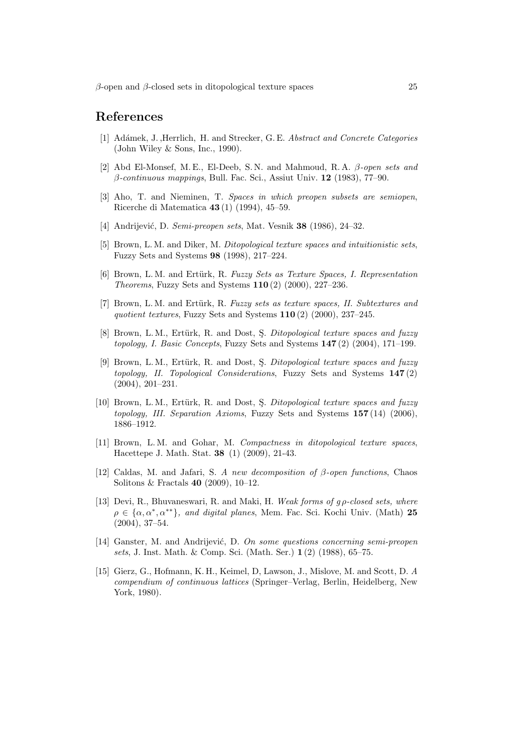## References

[1] Adámek, J. ,Herrlich, H. and Strecker, G. E. *Abstract and Concrete Categories* (John Wiley & Sons, Inc., 1990).

[2] Abd El-Monsef, M. E., El-Deeb, S. N. and Mahmoud, R. A. *$\beta$-open sets and $\beta$-continuous mappings*, Bull. Fac. Sci., Assiut Univ. **12** (1983), 77–90.

[3] Aho, T. and Nieminen, T. *Spaces in which preopen subsets are semiopen*, Ricerche di Matematica **43** (1) (1994), 45–59.

[4] Andrijević, D. *Semi-preopen sets*, Mat. Vesnik **38** (1986), 24–32.

[5] Brown, L. M. and Diker, M. *Ditopological texture spaces and intuitionistic sets*, Fuzzy Sets and Systems **98** (1998), 217–224.

[6] Brown, L. M. and Ertürk, R. *Fuzzy Sets as Texture Spaces, I. Representation Theorems*, Fuzzy Sets and Systems **110** (2) (2000), 227–236.

[7] Brown, L. M. and Ertürk, R. *Fuzzy sets as texture spaces, II. Subtextures and quotient textures*, Fuzzy Sets and Systems **110** (2) (2000), 237–245.

[8] Brown, L. M., Ertürk, R. and Dost, Ş. *Ditopological texture spaces and fuzzy topology, I. Basic Concepts*, Fuzzy Sets and Systems **147** (2) (2004), 171–199.

[9] Brown, L. M., Ertürk, R. and Dost, Ş. *Ditopological texture spaces and fuzzy topology, II. Topological Considerations*, Fuzzy Sets and Systems **147** (2) (2004), 201–231.

[10] Brown, L. M., Ertürk, R. and Dost, Ş. *Ditopological texture spaces and fuzzy topology, III. Separation Axioms*, Fuzzy Sets and Systems **157** (14) (2006), 1886–1912.

[11] Brown, L. M. and Gohar, M. *Compactness in ditopological texture spaces*, Hacettepe J. Math. Stat. **38** (1) (2009), 21-43.

[12] Caldas, M. and Jafari, S. *A new decomposition of $\beta$-open functions*, Chaos Solitons & Fractals **40** (2009), 10–12.

[13] Devi, R., Bhuvaneswari, R. and Maki, H. *Weak forms of $g\rho$-closed sets, where $\rho \in \{\alpha, \alpha^*, \alpha^{**}\}$, and digital planes*, Mem. Fac. Sci. Kochi Univ. (Math) **25** (2004), 37–54.

[14] Ganster, M. and Andrijević, D. *On some questions concerning semi-preopen sets*, J. Inst. Math. & Comp. Sci. (Math. Ser.) **1** (2) (1988), 65–75.

[15] Gierz, G., Hofmann, K. H., Keimel, D, Lawson, J., Mislove, M. and Scott, D. *A compendium of continuous lattices* (Springer–Verlag, Berlin, Heidelberg, New York, 1980).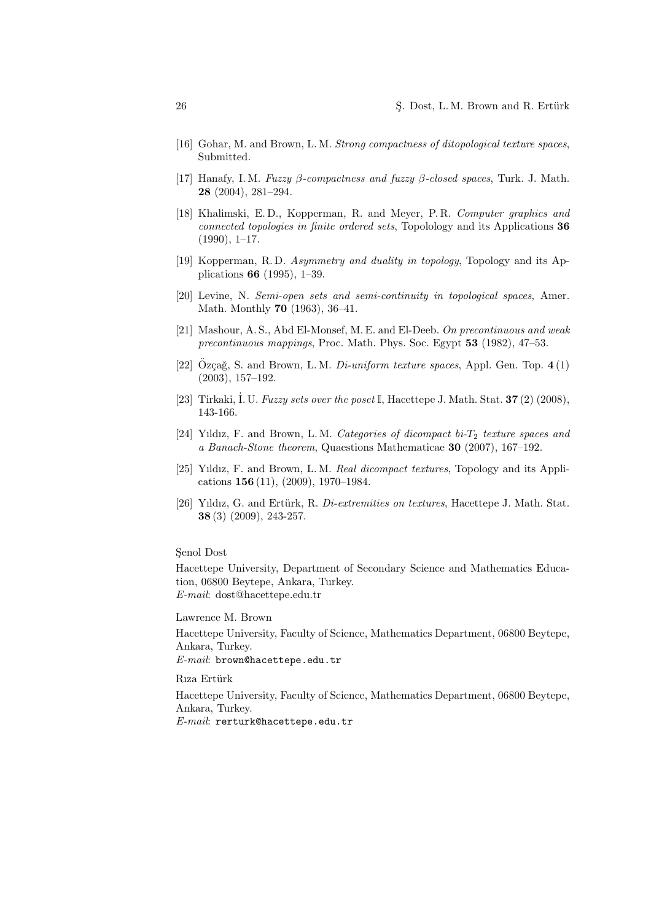[16] Gohar, M. and Brown, L. M. *Strong compactness of ditopological texture spaces*, Submitted.

[17] Hanafy, I. M. *Fuzzy $\beta$-compactness and fuzzy $\beta$-closed spaces*, Turk. J. Math. **28** (2004), 281–294.

[18] Khalimski, E. D., Kopperman, R. and Meyer, P. R. *Computer graphics and connected topologies in finite ordered sets*, Topolology and its Applications **36** (1990), 1–17.

[19] Kopperman, R. D. *Asymmetry and duality in topology*, Topology and its Applications **66** (1995), 1–39.

[20] Levine, N. *Semi-open sets and semi-continuity in topological spaces*, Amer. Math. Monthly **70** (1963), 36–41.

[21] Mashour, A. S., Abd El-Monsef, M. E. and El-Deeb. *On precontinuous and weak precontinuous mappings*, Proc. Math. Phys. Soc. Egypt **53** (1982), 47–53.

[22] Özçağ, S. and Brown, L. M. *Di-uniform texture spaces*, Appl. Gen. Top. **4** (1) (2003), 157–192.

[23] Tirkaki, İ. U. *Fuzzy sets over the poset* $\mathbb{I}$, Hacettepe J. Math. Stat. **37** (2) (2008), 143-166.

[24] Yıldız, F. and Brown, L. M. *Categories of dicompact bi-$T_2$ texture spaces and a Banach-Stone theorem*, Quaestions Mathematicae **30** (2007), 167–192.

[25] Yıldız, F. and Brown, L. M. *Real dicompact textures*, Topology and its Applications **156** (11), (2009), 1970–1984.

[26] Yıldız, G. and Ertürk, R. *Di-extremities on textures*, Hacettepe J. Math. Stat. **38** (3) (2009), 243-257.

Şenol Dost

Hacettepe University, Department of Secondary Science and Mathematics Education, 06800 Beytepe, Ankara, Turkey.
*E-mail*: dost@hacettepe.edu.tr

Lawrence M. Brown

Hacettepe University, Faculty of Science, Mathematics Department, 06800 Beytepe, Ankara, Turkey.
*E-mail*: brown@hacettepe.edu.tr

Rıza Ertürk

Hacettepe University, Faculty of Science, Mathematics Department, 06800 Beytepe, Ankara, Turkey.
*E-mail*: rerturk@hacettepe.edu.tr